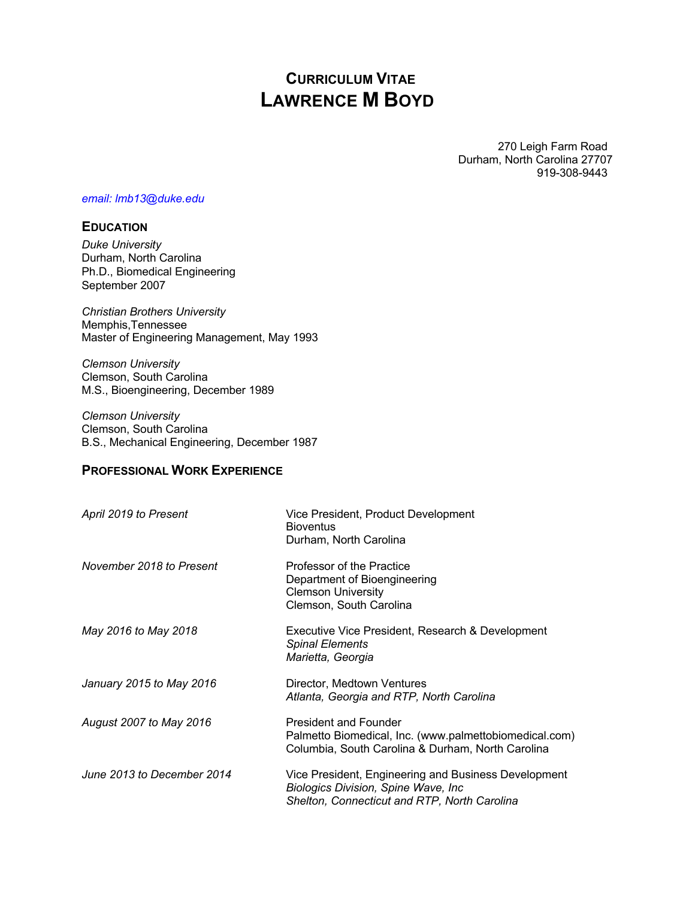# Curriculum Vitae
# Lawrence M Boyd

270 Leigh Farm Road
Durham, North Carolina 27707
919-308-9443

*email: lmb13@duke.edu*

## Education

*Duke University*
Durham, North Carolina
Ph.D., Biomedical Engineering
September 2007

*Christian Brothers University*
Memphis,Tennessee
Master of Engineering Management, May 1993

*Clemson University*
Clemson, South Carolina
M.S., Bioengineering, December 1989

*Clemson University*
Clemson, South Carolina
B.S., Mechanical Engineering, December 1987

## Professional Work Experience

| | |
|---|---|
| *April 2019 to Present* | Vice President, Product Development<br>Bioventus<br>Durham, North Carolina |
| *November 2018 to Present* | Professor of the Practice<br>Department of Bioengineering<br>Clemson University<br>Clemson, South Carolina |
| *May 2016 to May 2018* | Executive Vice President, Research & Development<br>*Spinal Elements*<br>*Marietta, Georgia* |
| *January 2015 to May 2016* | Director, Medtown Ventures<br>*Atlanta, Georgia and RTP, North Carolina* |
| *August 2007 to May 2016* | President and Founder<br>Palmetto Biomedical, Inc. (www.palmettobiomedical.com)<br>Columbia, South Carolina & Durham, North Carolina |
| *June 2013 to December 2014* | Vice President, Engineering and Business Development<br>*Biologics Division, Spine Wave, Inc*<br>*Shelton, Connecticut and RTP, North Carolina* |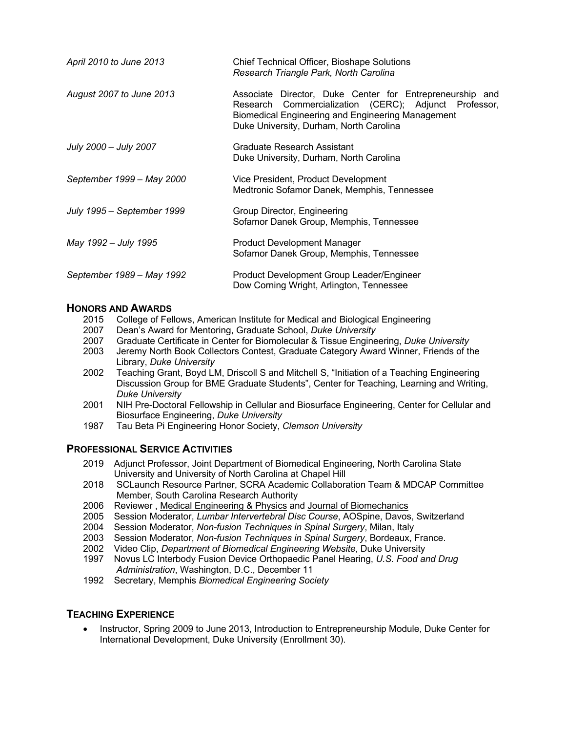| | |
|---|---|
| *April 2010 to June 2013* | Chief Technical Officer, Bioshape Solutions<br>*Research Triangle Park, North Carolina* |
| *August 2007 to June 2013* | Associate Director, Duke Center for Entrepreneurship and Research Commercialization (CERC); Adjunct Professor, Biomedical Engineering and Engineering Management<br>Duke University, Durham, North Carolina |
| *July 2000 – July 2007* | Graduate Research Assistant<br>Duke University, Durham, North Carolina |
| *September 1999 – May 2000* | Vice President, Product Development<br>Medtronic Sofamor Danek, Memphis, Tennessee |
| *July 1995 – September 1999* | Group Director, Engineering<br>Sofamor Danek Group, Memphis, Tennessee |
| *May 1992 – July 1995* | Product Development Manager<br>Sofamor Danek Group, Memphis, Tennessee |
| *September 1989 – May 1992* | Product Development Group Leader/Engineer<br>Dow Corning Wright, Arlington, Tennessee |

## HONORS AND AWARDS

- 2015 College of Fellows, American Institute for Medical and Biological Engineering
- 2007 Dean's Award for Mentoring, Graduate School, *Duke University*
- 2007 Graduate Certificate in Center for Biomolecular & Tissue Engineering, *Duke University*
- 2003 Jeremy North Book Collectors Contest, Graduate Category Award Winner, Friends of the Library, *Duke University*
- 2002 Teaching Grant, Boyd LM, Driscoll S and Mitchell S, "Initiation of a Teaching Engineering Discussion Group for BME Graduate Students", Center for Teaching, Learning and Writing, *Duke University*
- 2001 NIH Pre-Doctoral Fellowship in Cellular and Biosurface Engineering, Center for Cellular and Biosurface Engineering, *Duke University*
- 1987 Tau Beta Pi Engineering Honor Society, *Clemson University*

## PROFESSIONAL SERVICE ACTIVITIES

- 2019 Adjunct Professor, Joint Department of Biomedical Engineering, North Carolina State University and University of North Carolina at Chapel Hill
- 2018 SCLaunch Resource Partner, SCRA Academic Collaboration Team & MDCAP Committee Member, South Carolina Research Authority
- 2006 Reviewer , Medical Engineering & Physics and Journal of Biomechanics
- 2005 Session Moderator, *Lumbar Intervertebral Disc Course*, AOSpine, Davos, Switzerland
- 2004 Session Moderator, *Non-fusion Techniques in Spinal Surgery*, Milan, Italy
- 2003 Session Moderator, *Non-fusion Techniques in Spinal Surgery*, Bordeaux, France.
- 2002 Video Clip, *Department of Biomedical Engineering Website*, Duke University
- 1997 Novus LC Interbody Fusion Device Orthopaedic Panel Hearing, *U.S. Food and Drug Administration*, Washington, D.C., December 11
- 1992 Secretary, Memphis *Biomedical Engineering Society*

## TEACHING EXPERIENCE

- Instructor, Spring 2009 to June 2013, Introduction to Entrepreneurship Module, Duke Center for International Development, Duke University (Enrollment 30).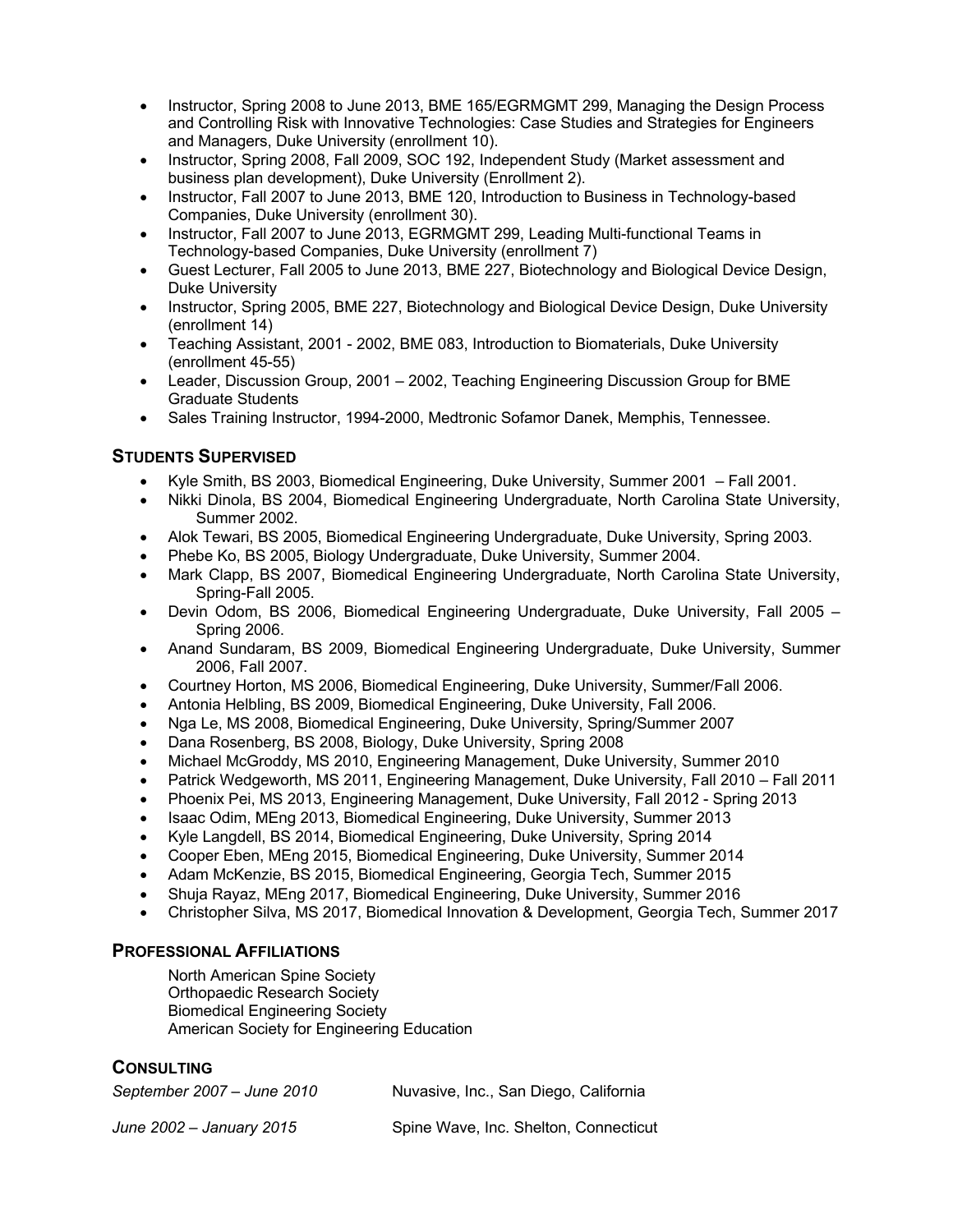- Instructor, Spring 2008 to June 2013, BME 165/EGRMGMT 299, Managing the Design Process and Controlling Risk with Innovative Technologies: Case Studies and Strategies for Engineers and Managers, Duke University (enrollment 10).
- Instructor, Spring 2008, Fall 2009, SOC 192, Independent Study (Market assessment and business plan development), Duke University (Enrollment 2).
- Instructor, Fall 2007 to June 2013, BME 120, Introduction to Business in Technology-based Companies, Duke University (enrollment 30).
- Instructor, Fall 2007 to June 2013, EGRMGMT 299, Leading Multi-functional Teams in Technology-based Companies, Duke University (enrollment 7)
- Guest Lecturer, Fall 2005 to June 2013, BME 227, Biotechnology and Biological Device Design, Duke University
- Instructor, Spring 2005, BME 227, Biotechnology and Biological Device Design, Duke University (enrollment 14)
- Teaching Assistant, 2001 - 2002, BME 083, Introduction to Biomaterials, Duke University (enrollment 45-55)
- Leader, Discussion Group, 2001 – 2002, Teaching Engineering Discussion Group for BME Graduate Students
- Sales Training Instructor, 1994-2000, Medtronic Sofamor Danek, Memphis, Tennessee.

## Students Supervised

- Kyle Smith, BS 2003, Biomedical Engineering, Duke University, Summer 2001 – Fall 2001.
- Nikki Dinola, BS 2004, Biomedical Engineering Undergraduate, North Carolina State University, Summer 2002.
- Alok Tewari, BS 2005, Biomedical Engineering Undergraduate, Duke University, Spring 2003.
- Phebe Ko, BS 2005, Biology Undergraduate, Duke University, Summer 2004.
- Mark Clapp, BS 2007, Biomedical Engineering Undergraduate, North Carolina State University, Spring-Fall 2005.
- Devin Odom, BS 2006, Biomedical Engineering Undergraduate, Duke University, Fall 2005 – Spring 2006.
- Anand Sundaram, BS 2009, Biomedical Engineering Undergraduate, Duke University, Summer 2006, Fall 2007.
- Courtney Horton, MS 2006, Biomedical Engineering, Duke University, Summer/Fall 2006.
- Antonia Helbling, BS 2009, Biomedical Engineering, Duke University, Fall 2006.
- Nga Le, MS 2008, Biomedical Engineering, Duke University, Spring/Summer 2007
- Dana Rosenberg, BS 2008, Biology, Duke University, Spring 2008
- Michael McGroddy, MS 2010, Engineering Management, Duke University, Summer 2010
- Patrick Wedgeworth, MS 2011, Engineering Management, Duke University, Fall 2010 – Fall 2011
- Phoenix Pei, MS 2013, Engineering Management, Duke University, Fall 2012 - Spring 2013
- Isaac Odim, MEng 2013, Biomedical Engineering, Duke University, Summer 2013
- Kyle Langdell, BS 2014, Biomedical Engineering, Duke University, Spring 2014
- Cooper Eben, MEng 2015, Biomedical Engineering, Duke University, Summer 2014
- Adam McKenzie, BS 2015, Biomedical Engineering, Georgia Tech, Summer 2015
- Shuja Rayaz, MEng 2017, Biomedical Engineering, Duke University, Summer 2016
- Christopher Silva, MS 2017, Biomedical Innovation & Development, Georgia Tech, Summer 2017

## Professional Affiliations

North American Spine Society  
Orthopaedic Research Society  
Biomedical Engineering Society  
American Society for Engineering Education

## Consulting

| | |
|---|---|
| *September 2007 – June 2010* | Nuvasive, Inc., San Diego, California |
| *June 2002 – January 2015* | Spine Wave, Inc. Shelton, Connecticut |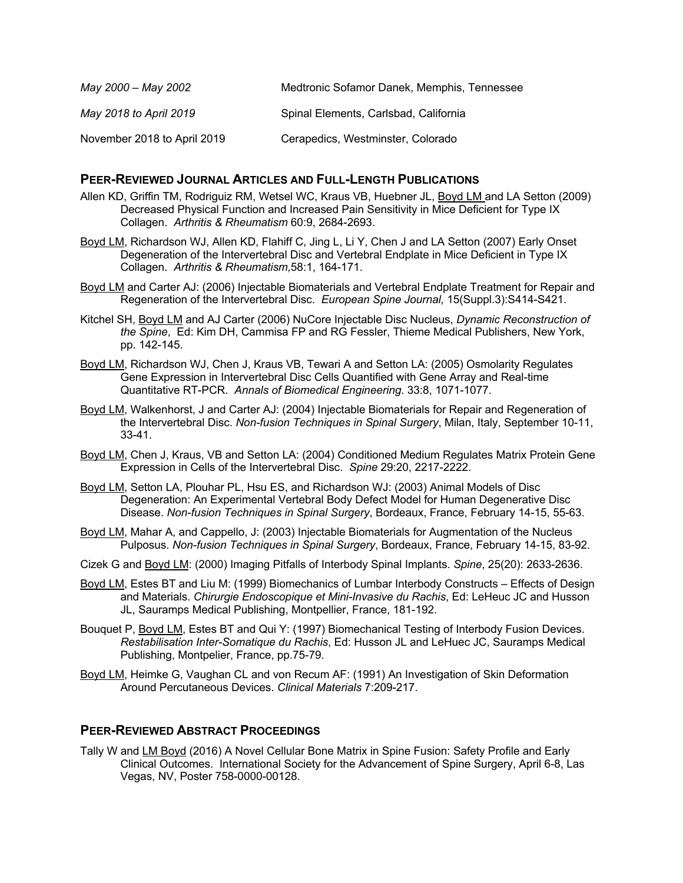| | |
|---|---|
| *May 2000 – May 2002* | Medtronic Sofamor Danek, Memphis, Tennessee |
| *May 2018 to April 2019* | Spinal Elements, Carlsbad, California |
| November 2018 to April 2019 | Cerapedics, Westminster, Colorado |

## PEER-REVIEWED JOURNAL ARTICLES AND FULL-LENGTH PUBLICATIONS

Allen KD, Griffin TM, Rodriguiz RM, Wetsel WC, Kraus VB, Huebner JL, Boyd LM and LA Setton (2009) Decreased Physical Function and Increased Pain Sensitivity in Mice Deficient for Type IX Collagen. *Arthritis & Rheumatism* 60:9, 2684-2693.

Boyd LM, Richardson WJ, Allen KD, Flahiff C, Jing L, Li Y, Chen J and LA Setton (2007) Early Onset Degeneration of the Intervertebral Disc and Vertebral Endplate in Mice Deficient in Type IX Collagen. *Arthritis & Rheumatism,*58:1, 164-171.

Boyd LM and Carter AJ: (2006) Injectable Biomaterials and Vertebral Endplate Treatment for Repair and Regeneration of the Intervertebral Disc. *European Spine Journal,* 15(Suppl.3):S414-S421.

Kitchel SH, Boyd LM and AJ Carter (2006) NuCore Injectable Disc Nucleus, *Dynamic Reconstruction of the Spine*, Ed: Kim DH, Cammisa FP and RG Fessler, Thieme Medical Publishers, New York, pp. 142-145.

Boyd LM, Richardson WJ, Chen J, Kraus VB, Tewari A and Setton LA: (2005) Osmolarity Regulates Gene Expression in Intervertebral Disc Cells Quantified with Gene Array and Real-time Quantitative RT-PCR. *Annals of Biomedical Engineering*. 33:8, 1071-1077.

Boyd LM, Walkenhorst, J and Carter AJ: (2004) Injectable Biomaterials for Repair and Regeneration of the Intervertebral Disc. *Non-fusion Techniques in Spinal Surgery*, Milan, Italy, September 10-11, 33-41.

Boyd LM, Chen J, Kraus, VB and Setton LA: (2004) Conditioned Medium Regulates Matrix Protein Gene Expression in Cells of the Intervertebral Disc. *Spine* 29:20, 2217-2222.

Boyd LM, Setton LA, Plouhar PL, Hsu ES, and Richardson WJ: (2003) Animal Models of Disc Degeneration: An Experimental Vertebral Body Defect Model for Human Degenerative Disc Disease. *Non-fusion Techniques in Spinal Surgery*, Bordeaux, France, February 14-15, 55-63.

Boyd LM, Mahar A, and Cappello, J: (2003) Injectable Biomaterials for Augmentation of the Nucleus Pulposus. *Non-fusion Techniques in Spinal Surgery*, Bordeaux, France, February 14-15, 83-92.

Cizek G and Boyd LM: (2000) Imaging Pitfalls of Interbody Spinal Implants. *Spine*, 25(20): 2633-2636.

Boyd LM, Estes BT and Liu M: (1999) Biomechanics of Lumbar Interbody Constructs – Effects of Design and Materials. *Chirurgie Endoscopique et Mini-Invasive du Rachis*, Ed: LeHeuc JC and Husson JL, Sauramps Medical Publishing, Montpellier, France, 181-192.

Bouquet P, Boyd LM, Estes BT and Qui Y: (1997) Biomechanical Testing of Interbody Fusion Devices. *Restabilisation Inter-Somatique du Rachis*, Ed: Husson JL and LeHuec JC, Sauramps Medical Publishing, Montpelier, France, pp.75-79.

Boyd LM, Heimke G, Vaughan CL and von Recum AF: (1991) An Investigation of Skin Deformation Around Percutaneous Devices. *Clinical Materials* 7:209-217.

## PEER-REVIEWED ABSTRACT PROCEEDINGS

Tally W and LM Boyd (2016) A Novel Cellular Bone Matrix in Spine Fusion: Safety Profile and Early Clinical Outcomes. International Society for the Advancement of Spine Surgery, April 6-8, Las Vegas, NV, Poster 758-0000-00128.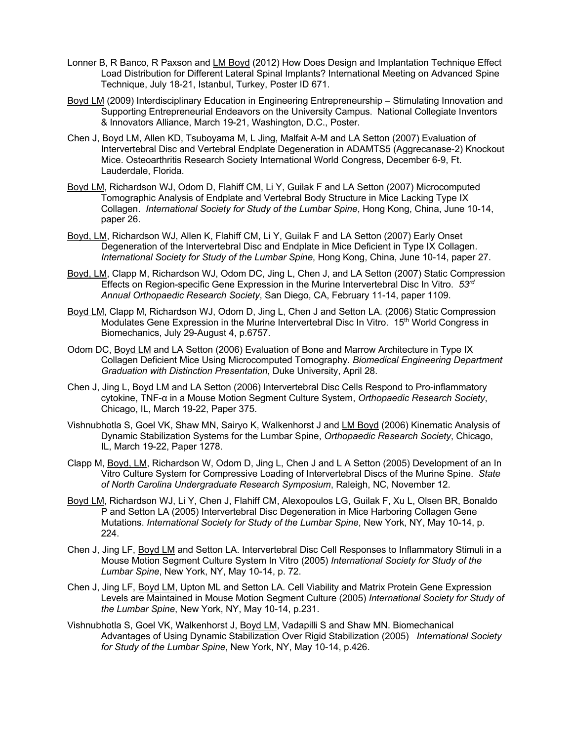Lonner B, R Banco, R Paxson and <u>LM Boyd</u> (2012) How Does Design and Implantation Technique Effect Load Distribution for Different Lateral Spinal Implants? International Meeting on Advanced Spine Technique, July 18-21, Istanbul, Turkey, Poster ID 671.

<u>Boyd LM</u> (2009) Interdisciplinary Education in Engineering Entrepreneurship – Stimulating Innovation and Supporting Entrepreneurial Endeavors on the University Campus. National Collegiate Inventors & Innovators Alliance, March 19-21, Washington, D.C., Poster.

Chen J, <u>Boyd LM</u>, Allen KD, Tsuboyama M, L Jing, Malfait A-M and LA Setton (2007) Evaluation of Intervertebral Disc and Vertebral Endplate Degeneration in ADAMTS5 (Aggrecanase-2) Knockout Mice. Osteoarthritis Research Society International World Congress, December 6-9, Ft. Lauderdale, Florida.

<u>Boyd LM</u>, Richardson WJ, Odom D, Flahiff CM, Li Y, Guilak F and LA Setton (2007) Microcomputed Tomographic Analysis of Endplate and Vertebral Body Structure in Mice Lacking Type IX Collagen. *International Society for Study of the Lumbar Spine*, Hong Kong, China, June 10-14, paper 26.

<u>Boyd, LM</u>, Richardson WJ, Allen K, Flahiff CM, Li Y, Guilak F and LA Setton (2007) Early Onset Degeneration of the Intervertebral Disc and Endplate in Mice Deficient in Type IX Collagen. *International Society for Study of the Lumbar Spine*, Hong Kong, China, June 10-14, paper 27.

<u>Boyd, LM</u>, Clapp M, Richardson WJ, Odom DC, Jing L, Chen J, and LA Setton (2007) Static Compression Effects on Region-specific Gene Expression in the Murine Intervertebral Disc In Vitro. *53rd Annual Orthopaedic Research Society*, San Diego, CA, February 11-14, paper 1109.

<u>Boyd LM</u>, Clapp M, Richardson WJ, Odom D, Jing L, Chen J and Setton LA. (2006) Static Compression Modulates Gene Expression in the Murine Intervertebral Disc In Vitro. 15th World Congress in Biomechanics, July 29-August 4, p.6757.

Odom DC, <u>Boyd LM</u> and LA Setton (2006) Evaluation of Bone and Marrow Architecture in Type IX Collagen Deficient Mice Using Microcomputed Tomography. *Biomedical Engineering Department Graduation with Distinction Presentation*, Duke University, April 28.

Chen J, Jing L, <u>Boyd LM</u> and LA Setton (2006) Intervertebral Disc Cells Respond to Pro-inflammatory cytokine, TNF-α in a Mouse Motion Segment Culture System, *Orthopaedic Research Society*, Chicago, IL, March 19-22, Paper 375.

Vishnubhotla S, Goel VK, Shaw MN, Sairyo K, Walkenhorst J and <u>LM Boyd</u> (2006) Kinematic Analysis of Dynamic Stabilization Systems for the Lumbar Spine, *Orthopaedic Research Society*, Chicago, IL, March 19-22, Paper 1278.

Clapp M, <u>Boyd, LM</u>, Richardson W, Odom D, Jing L, Chen J and L A Setton (2005) Development of an In Vitro Culture System for Compressive Loading of Intervertebral Discs of the Murine Spine. *State of North Carolina Undergraduate Research Symposium*, Raleigh, NC, November 12.

<u>Boyd LM</u>, Richardson WJ, Li Y, Chen J, Flahiff CM, Alexopoulos LG, Guilak F, Xu L, Olsen BR, Bonaldo P and Setton LA (2005) Intervertebral Disc Degeneration in Mice Harboring Collagen Gene Mutations. *International Society for Study of the Lumbar Spine*, New York, NY, May 10-14, p. 224.

Chen J, Jing LF, <u>Boyd LM</u> and Setton LA. Intervertebral Disc Cell Responses to Inflammatory Stimuli in a Mouse Motion Segment Culture System In Vitro (2005) *International Society for Study of the Lumbar Spine*, New York, NY, May 10-14, p. 72.

Chen J, Jing LF, <u>Boyd LM</u>, Upton ML and Setton LA. Cell Viability and Matrix Protein Gene Expression Levels are Maintained in Mouse Motion Segment Culture (2005) *International Society for Study of the Lumbar Spine*, New York, NY, May 10-14, p.231.

Vishnubhotla S, Goel VK, Walkenhorst J, <u>Boyd LM</u>, Vadapilli S and Shaw MN. Biomechanical Advantages of Using Dynamic Stabilization Over Rigid Stabilization (2005) *International Society for Study of the Lumbar Spine*, New York, NY, May 10-14, p.426.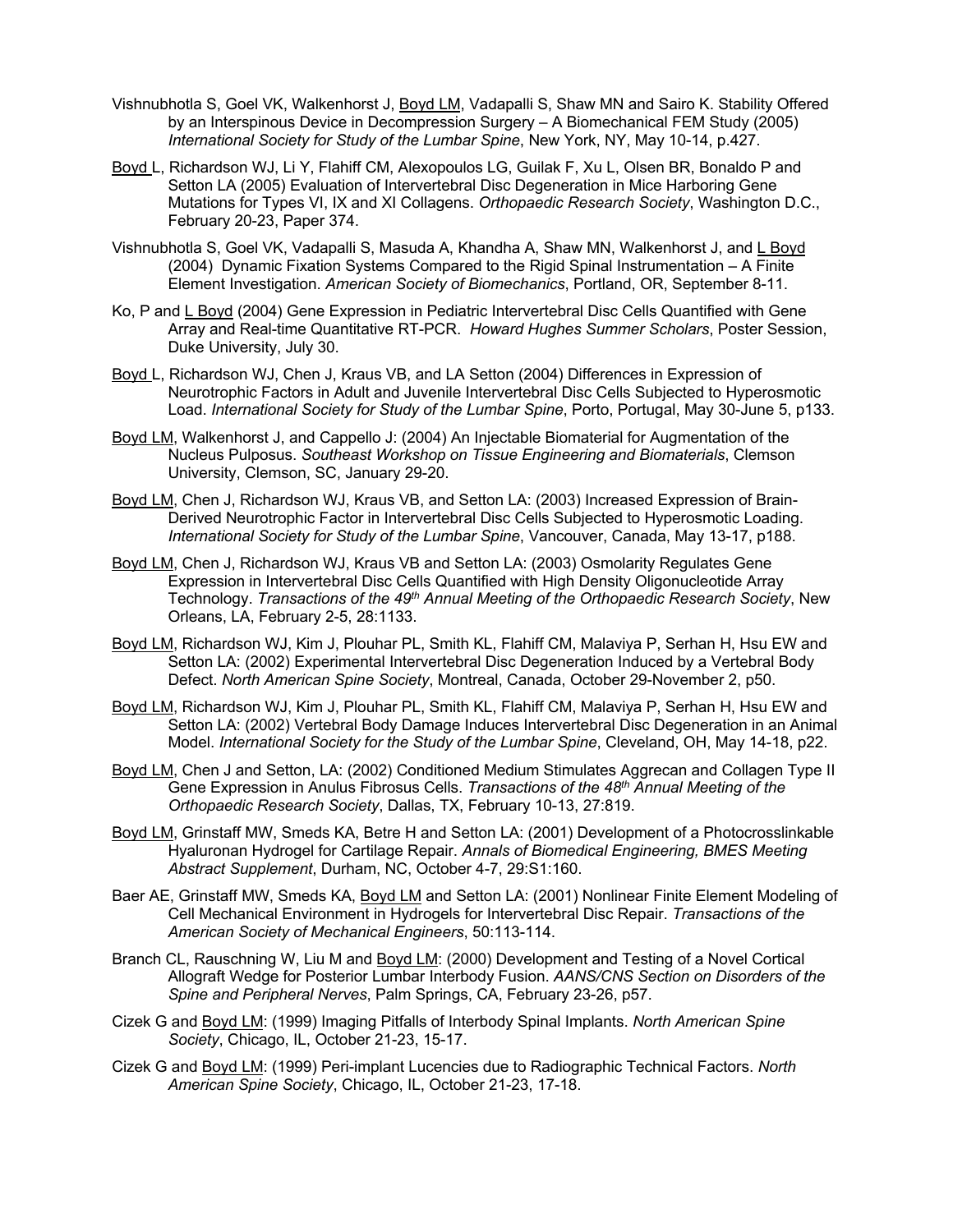Vishnubhotla S, Goel VK, Walkenhorst J, <u>Boyd LM</u>, Vadapalli S, Shaw MN and Sairo K. Stability Offered by an Interspinous Device in Decompression Surgery – A Biomechanical FEM Study (2005) *International Society for Study of the Lumbar Spine*, New York, NY, May 10-14, p.427.

<u>Boyd L</u>, Richardson WJ, Li Y, Flahiff CM, Alexopoulos LG, Guilak F, Xu L, Olsen BR, Bonaldo P and Setton LA (2005) Evaluation of Intervertebral Disc Degeneration in Mice Harboring Gene Mutations for Types VI, IX and XI Collagens. *Orthopaedic Research Society*, Washington D.C., February 20-23, Paper 374.

Vishnubhotla S, Goel VK, Vadapalli S, Masuda A, Khandha A, Shaw MN, Walkenhorst J, and <u>L Boyd</u> (2004) Dynamic Fixation Systems Compared to the Rigid Spinal Instrumentation – A Finite Element Investigation. *American Society of Biomechanics*, Portland, OR, September 8-11.

Ko, P and <u>L Boyd</u> (2004) Gene Expression in Pediatric Intervertebral Disc Cells Quantified with Gene Array and Real-time Quantitative RT-PCR. *Howard Hughes Summer Scholars*, Poster Session, Duke University, July 30.

<u>Boyd L</u>, Richardson WJ, Chen J, Kraus VB, and LA Setton (2004) Differences in Expression of Neurotrophic Factors in Adult and Juvenile Intervertebral Disc Cells Subjected to Hyperosmotic Load. *International Society for Study of the Lumbar Spine*, Porto, Portugal, May 30-June 5, p133.

<u>Boyd LM</u>, Walkenhorst J, and Cappello J: (2004) An Injectable Biomaterial for Augmentation of the Nucleus Pulposus. *Southeast Workshop on Tissue Engineering and Biomaterials*, Clemson University, Clemson, SC, January 29-20.

<u>Boyd LM</u>, Chen J, Richardson WJ, Kraus VB, and Setton LA: (2003) Increased Expression of Brain-Derived Neurotrophic Factor in Intervertebral Disc Cells Subjected to Hyperosmotic Loading. *International Society for Study of the Lumbar Spine*, Vancouver, Canada, May 13-17, p188.

<u>Boyd LM</u>, Chen J, Richardson WJ, Kraus VB and Setton LA: (2003) Osmolarity Regulates Gene Expression in Intervertebral Disc Cells Quantified with High Density Oligonucleotide Array Technology. *Transactions of the 49th Annual Meeting of the Orthopaedic Research Society*, New Orleans, LA, February 2-5, 28:1133.

<u>Boyd LM</u>, Richardson WJ, Kim J, Plouhar PL, Smith KL, Flahiff CM, Malaviya P, Serhan H, Hsu EW and Setton LA: (2002) Experimental Intervertebral Disc Degeneration Induced by a Vertebral Body Defect. *North American Spine Society*, Montreal, Canada, October 29-November 2, p50.

<u>Boyd LM</u>, Richardson WJ, Kim J, Plouhar PL, Smith KL, Flahiff CM, Malaviya P, Serhan H, Hsu EW and Setton LA: (2002) Vertebral Body Damage Induces Intervertebral Disc Degeneration in an Animal Model. *International Society for the Study of the Lumbar Spine*, Cleveland, OH, May 14-18, p22.

<u>Boyd LM</u>, Chen J and Setton, LA: (2002) Conditioned Medium Stimulates Aggrecan and Collagen Type II Gene Expression in Anulus Fibrosus Cells. *Transactions of the 48th Annual Meeting of the Orthopaedic Research Society*, Dallas, TX, February 10-13, 27:819.

<u>Boyd LM</u>, Grinstaff MW, Smeds KA, Betre H and Setton LA: (2001) Development of a Photocrosslinkable Hyaluronan Hydrogel for Cartilage Repair. *Annals of Biomedical Engineering, BMES Meeting Abstract Supplement*, Durham, NC, October 4-7, 29:S1:160.

Baer AE, Grinstaff MW, Smeds KA, <u>Boyd LM</u> and Setton LA: (2001) Nonlinear Finite Element Modeling of Cell Mechanical Environment in Hydrogels for Intervertebral Disc Repair. *Transactions of the American Society of Mechanical Engineers*, 50:113-114.

Branch CL, Rauschning W, Liu M and <u>Boyd LM</u>: (2000) Development and Testing of a Novel Cortical Allograft Wedge for Posterior Lumbar Interbody Fusion. *AANS/CNS Section on Disorders of the Spine and Peripheral Nerves*, Palm Springs, CA, February 23-26, p57.

Cizek G and <u>Boyd LM</u>: (1999) Imaging Pitfalls of Interbody Spinal Implants. *North American Spine Society*, Chicago, IL, October 21-23, 15-17.

Cizek G and <u>Boyd LM</u>: (1999) Peri-implant Lucencies due to Radiographic Technical Factors. *North American Spine Society*, Chicago, IL, October 21-23, 17-18.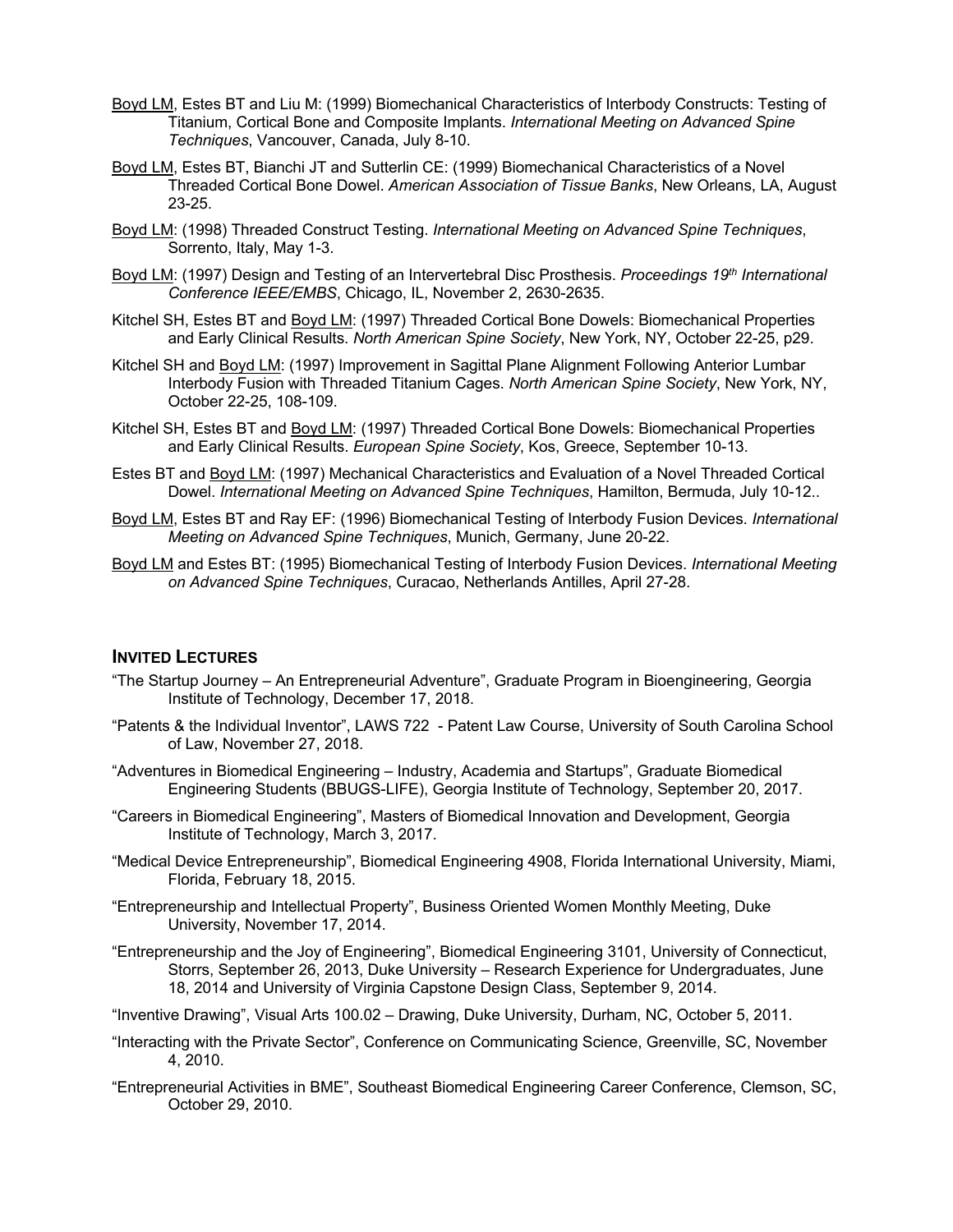Boyd LM, Estes BT and Liu M: (1999) Biomechanical Characteristics of Interbody Constructs: Testing of Titanium, Cortical Bone and Composite Implants. *International Meeting on Advanced Spine Techniques*, Vancouver, Canada, July 8-10.

Boyd LM, Estes BT, Bianchi JT and Sutterlin CE: (1999) Biomechanical Characteristics of a Novel Threaded Cortical Bone Dowel. *American Association of Tissue Banks*, New Orleans, LA, August 23-25.

Boyd LM: (1998) Threaded Construct Testing. *International Meeting on Advanced Spine Techniques*, Sorrento, Italy, May 1-3.

Boyd LM: (1997) Design and Testing of an Intervertebral Disc Prosthesis. *Proceedings 19th International Conference IEEE/EMBS*, Chicago, IL, November 2, 2630-2635.

Kitchel SH, Estes BT and Boyd LM: (1997) Threaded Cortical Bone Dowels: Biomechanical Properties and Early Clinical Results. *North American Spine Society*, New York, NY, October 22-25, p29.

Kitchel SH and Boyd LM: (1997) Improvement in Sagittal Plane Alignment Following Anterior Lumbar Interbody Fusion with Threaded Titanium Cages. *North American Spine Society*, New York, NY, October 22-25, 108-109.

Kitchel SH, Estes BT and Boyd LM: (1997) Threaded Cortical Bone Dowels: Biomechanical Properties and Early Clinical Results. *European Spine Society*, Kos, Greece, September 10-13.

Estes BT and Boyd LM: (1997) Mechanical Characteristics and Evaluation of a Novel Threaded Cortical Dowel. *International Meeting on Advanced Spine Techniques*, Hamilton, Bermuda, July 10-12..

Boyd LM, Estes BT and Ray EF: (1996) Biomechanical Testing of Interbody Fusion Devices. *International Meeting on Advanced Spine Techniques*, Munich, Germany, June 20-22.

Boyd LM and Estes BT: (1995) Biomechanical Testing of Interbody Fusion Devices. *International Meeting on Advanced Spine Techniques*, Curacao, Netherlands Antilles, April 27-28.

## INVITED LECTURES

"The Startup Journey – An Entrepreneurial Adventure", Graduate Program in Bioengineering, Georgia Institute of Technology, December 17, 2018.

"Patents & the Individual Inventor", LAWS 722 - Patent Law Course, University of South Carolina School of Law, November 27, 2018.

"Adventures in Biomedical Engineering – Industry, Academia and Startups", Graduate Biomedical Engineering Students (BBUGS-LIFE), Georgia Institute of Technology, September 20, 2017.

"Careers in Biomedical Engineering", Masters of Biomedical Innovation and Development, Georgia Institute of Technology, March 3, 2017.

"Medical Device Entrepreneurship", Biomedical Engineering 4908, Florida International University, Miami, Florida, February 18, 2015.

"Entrepreneurship and Intellectual Property", Business Oriented Women Monthly Meeting, Duke University, November 17, 2014.

"Entrepreneurship and the Joy of Engineering", Biomedical Engineering 3101, University of Connecticut, Storrs, September 26, 2013, Duke University – Research Experience for Undergraduates, June 18, 2014 and University of Virginia Capstone Design Class, September 9, 2014.

"Inventive Drawing", Visual Arts 100.02 – Drawing, Duke University, Durham, NC, October 5, 2011.

"Interacting with the Private Sector", Conference on Communicating Science, Greenville, SC, November 4, 2010.

"Entrepreneurial Activities in BME", Southeast Biomedical Engineering Career Conference, Clemson, SC, October 29, 2010.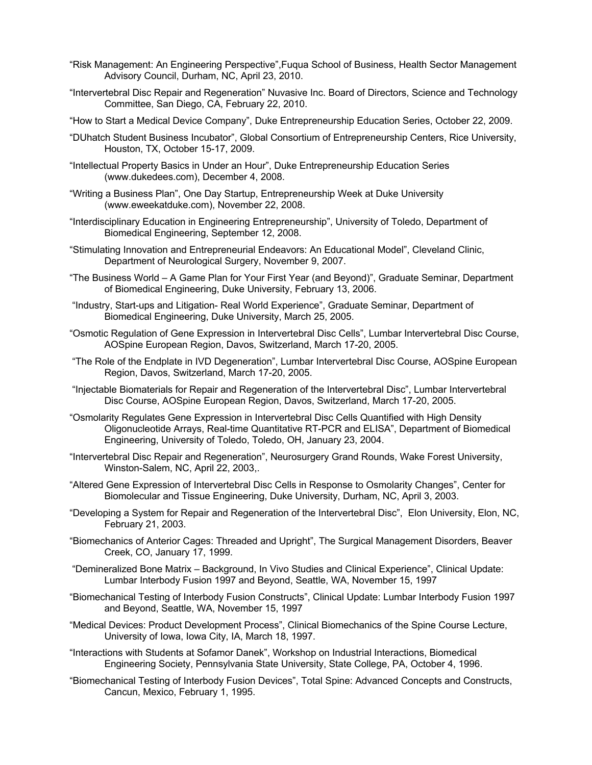"Risk Management: An Engineering Perspective",Fuqua School of Business, Health Sector Management Advisory Council, Durham, NC, April 23, 2010.

"Intervertebral Disc Repair and Regeneration" Nuvasive Inc. Board of Directors, Science and Technology Committee, San Diego, CA, February 22, 2010.

"How to Start a Medical Device Company", Duke Entrepreneurship Education Series, October 22, 2009.

"DUhatch Student Business Incubator", Global Consortium of Entrepreneurship Centers, Rice University, Houston, TX, October 15-17, 2009.

"Intellectual Property Basics in Under an Hour", Duke Entrepreneurship Education Series (www.dukedees.com), December 4, 2008.

"Writing a Business Plan", One Day Startup, Entrepreneurship Week at Duke University (www.eweekatduke.com), November 22, 2008.

"Interdisciplinary Education in Engineering Entrepreneurship", University of Toledo, Department of Biomedical Engineering, September 12, 2008.

"Stimulating Innovation and Entrepreneurial Endeavors: An Educational Model", Cleveland Clinic, Department of Neurological Surgery, November 9, 2007.

"The Business World – A Game Plan for Your First Year (and Beyond)", Graduate Seminar, Department of Biomedical Engineering, Duke University, February 13, 2006.

"Industry, Start-ups and Litigation- Real World Experience", Graduate Seminar, Department of Biomedical Engineering, Duke University, March 25, 2005.

"Osmotic Regulation of Gene Expression in Intervertebral Disc Cells", Lumbar Intervertebral Disc Course, AOSpine European Region, Davos, Switzerland, March 17-20, 2005.

"The Role of the Endplate in IVD Degeneration", Lumbar Intervertebral Disc Course, AOSpine European Region, Davos, Switzerland, March 17-20, 2005.

"Injectable Biomaterials for Repair and Regeneration of the Intervertebral Disc", Lumbar Intervertebral Disc Course, AOSpine European Region, Davos, Switzerland, March 17-20, 2005.

"Osmolarity Regulates Gene Expression in Intervertebral Disc Cells Quantified with High Density Oligonucleotide Arrays, Real-time Quantitative RT-PCR and ELISA", Department of Biomedical Engineering, University of Toledo, Toledo, OH, January 23, 2004.

"Intervertebral Disc Repair and Regeneration", Neurosurgery Grand Rounds, Wake Forest University, Winston-Salem, NC, April 22, 2003,.

"Altered Gene Expression of Intervertebral Disc Cells in Response to Osmolarity Changes", Center for Biomolecular and Tissue Engineering, Duke University, Durham, NC, April 3, 2003.

"Developing a System for Repair and Regeneration of the Intervertebral Disc", Elon University, Elon, NC, February 21, 2003.

"Biomechanics of Anterior Cages: Threaded and Upright", The Surgical Management Disorders, Beaver Creek, CO, January 17, 1999.

"Demineralized Bone Matrix – Background, In Vivo Studies and Clinical Experience", Clinical Update: Lumbar Interbody Fusion 1997 and Beyond, Seattle, WA, November 15, 1997

"Biomechanical Testing of Interbody Fusion Constructs", Clinical Update: Lumbar Interbody Fusion 1997 and Beyond, Seattle, WA, November 15, 1997

"Medical Devices: Product Development Process", Clinical Biomechanics of the Spine Course Lecture, University of Iowa, Iowa City, IA, March 18, 1997.

"Interactions with Students at Sofamor Danek", Workshop on Industrial Interactions, Biomedical Engineering Society, Pennsylvania State University, State College, PA, October 4, 1996.

"Biomechanical Testing of Interbody Fusion Devices", Total Spine: Advanced Concepts and Constructs, Cancun, Mexico, February 1, 1995.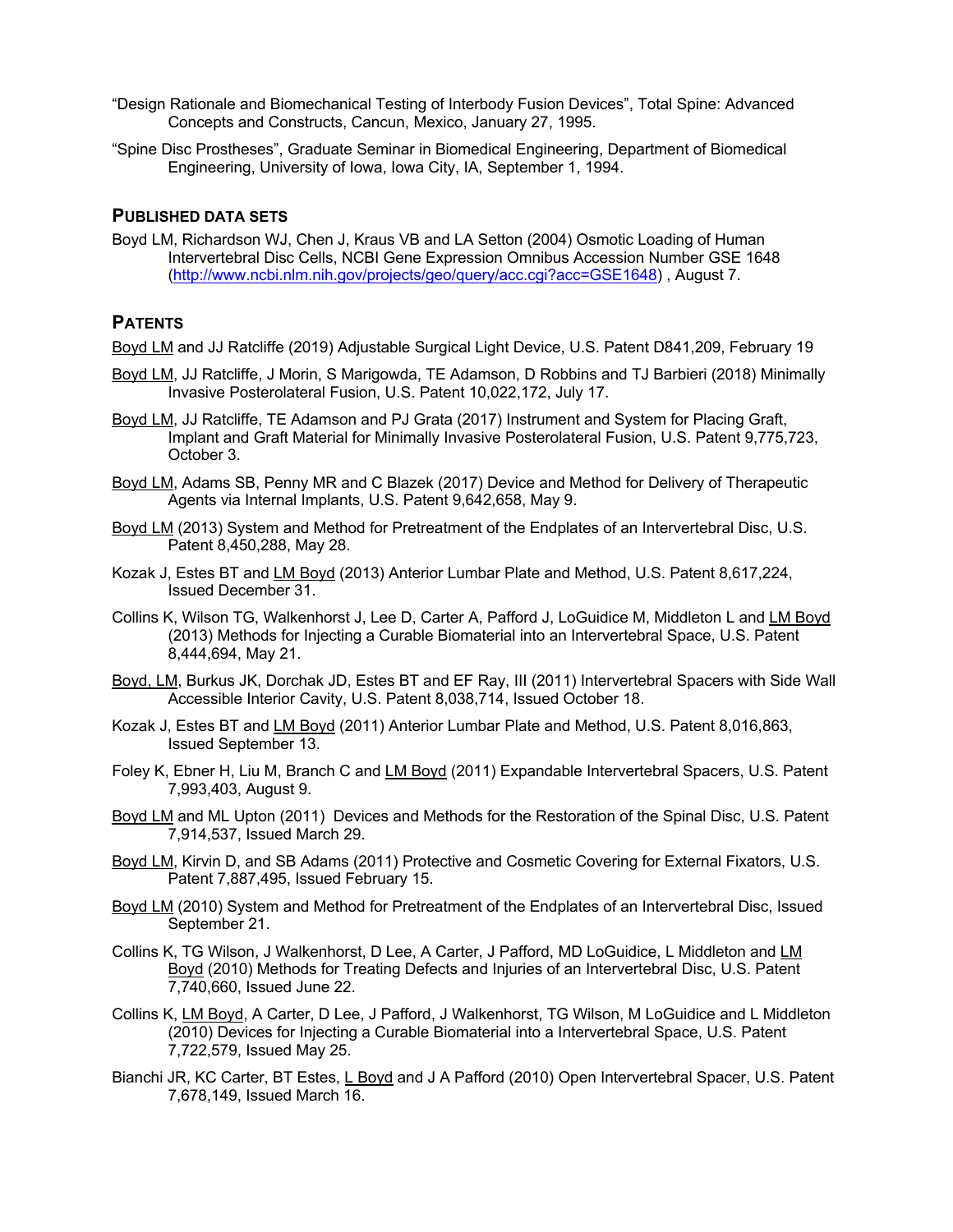"Design Rationale and Biomechanical Testing of Interbody Fusion Devices", Total Spine: Advanced Concepts and Constructs, Cancun, Mexico, January 27, 1995.

"Spine Disc Prostheses", Graduate Seminar in Biomedical Engineering, Department of Biomedical Engineering, University of Iowa, Iowa City, IA, September 1, 1994.

## PUBLISHED DATA SETS

Boyd LM, Richardson WJ, Chen J, Kraus VB and LA Setton (2004) Osmotic Loading of Human Intervertebral Disc Cells, NCBI Gene Expression Omnibus Accession Number GSE 1648 (http://www.ncbi.nlm.nih.gov/projects/geo/query/acc.cgi?acc=GSE1648) , August 7.

## PATENTS

Boyd LM and JJ Ratcliffe (2019) Adjustable Surgical Light Device, U.S. Patent D841,209, February 19

Boyd LM, JJ Ratcliffe, J Morin, S Marigowda, TE Adamson, D Robbins and TJ Barbieri (2018) Minimally Invasive Posterolateral Fusion, U.S. Patent 10,022,172, July 17.

Boyd LM, JJ Ratcliffe, TE Adamson and PJ Grata (2017) Instrument and System for Placing Graft, Implant and Graft Material for Minimally Invasive Posterolateral Fusion, U.S. Patent 9,775,723, October 3.

Boyd LM, Adams SB, Penny MR and C Blazek (2017) Device and Method for Delivery of Therapeutic Agents via Internal Implants, U.S. Patent 9,642,658, May 9.

Boyd LM (2013) System and Method for Pretreatment of the Endplates of an Intervertebral Disc, U.S. Patent 8,450,288, May 28.

Kozak J, Estes BT and LM Boyd (2013) Anterior Lumbar Plate and Method, U.S. Patent 8,617,224, Issued December 31.

Collins K, Wilson TG, Walkenhorst J, Lee D, Carter A, Pafford J, LoGuidice M, Middleton L and LM Boyd (2013) Methods for Injecting a Curable Biomaterial into an Intervertebral Space, U.S. Patent 8,444,694, May 21.

Boyd, LM, Burkus JK, Dorchak JD, Estes BT and EF Ray, III (2011) Intervertebral Spacers with Side Wall Accessible Interior Cavity, U.S. Patent 8,038,714, Issued October 18.

Kozak J, Estes BT and LM Boyd (2011) Anterior Lumbar Plate and Method, U.S. Patent 8,016,863, Issued September 13.

Foley K, Ebner H, Liu M, Branch C and LM Boyd (2011) Expandable Intervertebral Spacers, U.S. Patent 7,993,403, August 9.

Boyd LM and ML Upton (2011) Devices and Methods for the Restoration of the Spinal Disc, U.S. Patent 7,914,537, Issued March 29.

Boyd LM, Kirvin D, and SB Adams (2011) Protective and Cosmetic Covering for External Fixators, U.S. Patent 7,887,495, Issued February 15.

Boyd LM (2010) System and Method for Pretreatment of the Endplates of an Intervertebral Disc, Issued September 21.

Collins K, TG Wilson, J Walkenhorst, D Lee, A Carter, J Pafford, MD LoGuidice, L Middleton and LM Boyd (2010) Methods for Treating Defects and Injuries of an Intervertebral Disc, U.S. Patent 7,740,660, Issued June 22.

Collins K, LM Boyd, A Carter, D Lee, J Pafford, J Walkenhorst, TG Wilson, M LoGuidice and L Middleton (2010) Devices for Injecting a Curable Biomaterial into a Intervertebral Space, U.S. Patent 7,722,579, Issued May 25.

Bianchi JR, KC Carter, BT Estes, L Boyd and J A Pafford (2010) Open Intervertebral Spacer, U.S. Patent 7,678,149, Issued March 16.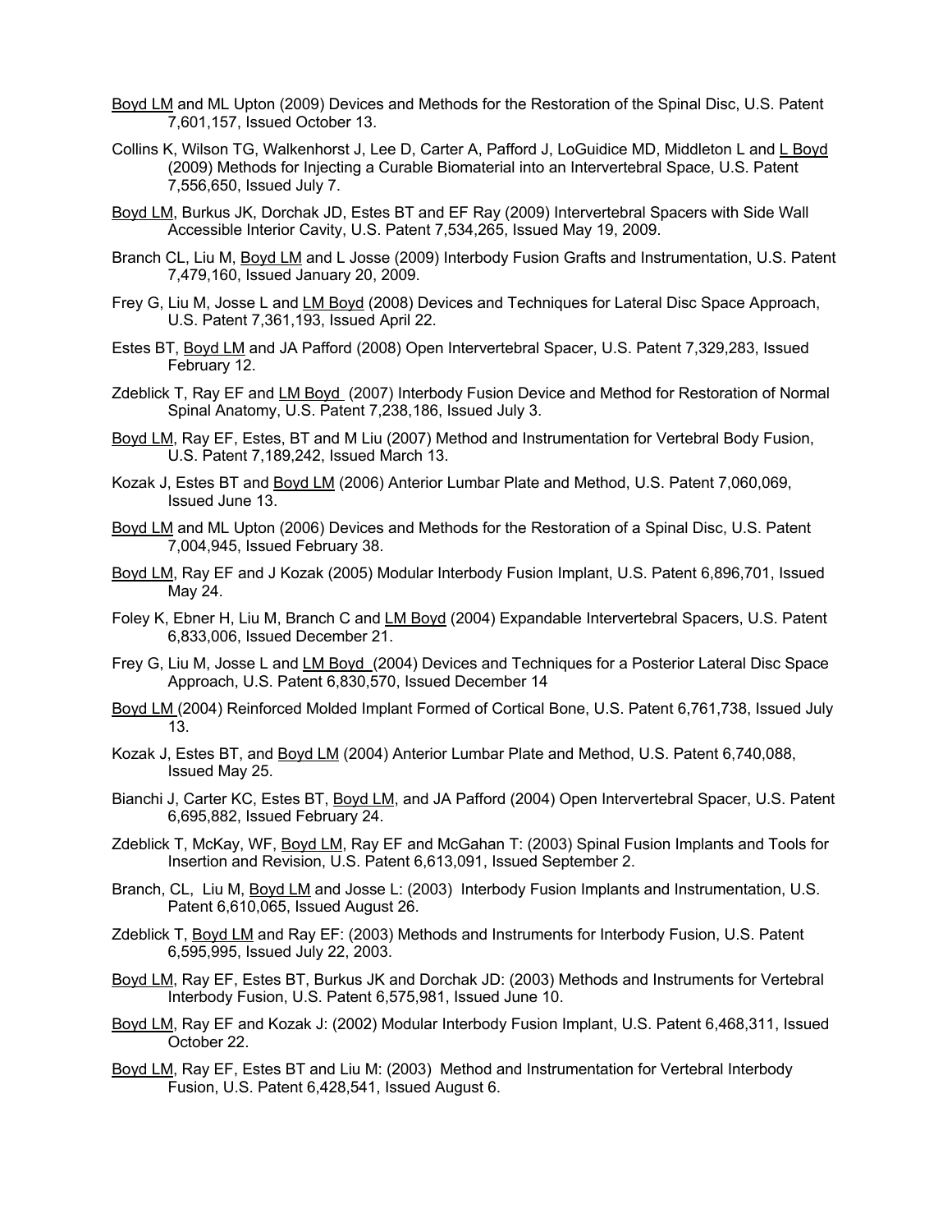<u>Boyd LM</u> and ML Upton (2009) Devices and Methods for the Restoration of the Spinal Disc, U.S. Patent 7,601,157, Issued October 13.

Collins K, Wilson TG, Walkenhorst J, Lee D, Carter A, Pafford J, LoGuidice MD, Middleton L and <u>L Boyd</u> (2009) Methods for Injecting a Curable Biomaterial into an Intervertebral Space, U.S. Patent 7,556,650, Issued July 7.

<u>Boyd LM</u>, Burkus JK, Dorchak JD, Estes BT and EF Ray (2009) Intervertebral Spacers with Side Wall Accessible Interior Cavity, U.S. Patent 7,534,265, Issued May 19, 2009.

Branch CL, Liu M, <u>Boyd LM</u> and L Josse (2009) Interbody Fusion Grafts and Instrumentation, U.S. Patent 7,479,160, Issued January 20, 2009.

Frey G, Liu M, Josse L and <u>LM Boyd</u> (2008) Devices and Techniques for Lateral Disc Space Approach, U.S. Patent 7,361,193, Issued April 22.

Estes BT, <u>Boyd LM</u> and JA Pafford (2008) Open Intervertebral Spacer, U.S. Patent 7,329,283, Issued February 12.

Zdeblick T, Ray EF and <u>LM Boyd</u> (2007) Interbody Fusion Device and Method for Restoration of Normal Spinal Anatomy, U.S. Patent 7,238,186, Issued July 3.

<u>Boyd LM</u>, Ray EF, Estes, BT and M Liu (2007) Method and Instrumentation for Vertebral Body Fusion, U.S. Patent 7,189,242, Issued March 13.

Kozak J, Estes BT and <u>Boyd LM</u> (2006) Anterior Lumbar Plate and Method, U.S. Patent 7,060,069, Issued June 13.

<u>Boyd LM</u> and ML Upton (2006) Devices and Methods for the Restoration of a Spinal Disc, U.S. Patent 7,004,945, Issued February 38.

<u>Boyd LM</u>, Ray EF and J Kozak (2005) Modular Interbody Fusion Implant, U.S. Patent 6,896,701, Issued May 24.

Foley K, Ebner H, Liu M, Branch C and <u>LM Boyd</u> (2004) Expandable Intervertebral Spacers, U.S. Patent 6,833,006, Issued December 21.

Frey G, Liu M, Josse L and <u>LM Boyd</u> (2004) Devices and Techniques for a Posterior Lateral Disc Space Approach, U.S. Patent 6,830,570, Issued December 14

<u>Boyd LM</u> (2004) Reinforced Molded Implant Formed of Cortical Bone, U.S. Patent 6,761,738, Issued July 13.

Kozak J, Estes BT, and <u>Boyd LM</u> (2004) Anterior Lumbar Plate and Method, U.S. Patent 6,740,088, Issued May 25.

Bianchi J, Carter KC, Estes BT, <u>Boyd LM</u>, and JA Pafford (2004) Open Intervertebral Spacer, U.S. Patent 6,695,882, Issued February 24.

Zdeblick T, McKay, WF, <u>Boyd LM</u>, Ray EF and McGahan T: (2003) Spinal Fusion Implants and Tools for Insertion and Revision, U.S. Patent 6,613,091, Issued September 2.

Branch, CL, Liu M, <u>Boyd LM</u> and Josse L: (2003) Interbody Fusion Implants and Instrumentation, U.S. Patent 6,610,065, Issued August 26.

Zdeblick T, <u>Boyd LM</u> and Ray EF: (2003) Methods and Instruments for Interbody Fusion, U.S. Patent 6,595,995, Issued July 22, 2003.

<u>Boyd LM</u>, Ray EF, Estes BT, Burkus JK and Dorchak JD: (2003) Methods and Instruments for Vertebral Interbody Fusion, U.S. Patent 6,575,981, Issued June 10.

<u>Boyd LM</u>, Ray EF and Kozak J: (2002) Modular Interbody Fusion Implant, U.S. Patent 6,468,311, Issued October 22.

<u>Boyd LM</u>, Ray EF, Estes BT and Liu M: (2003) Method and Instrumentation for Vertebral Interbody Fusion, U.S. Patent 6,428,541, Issued August 6.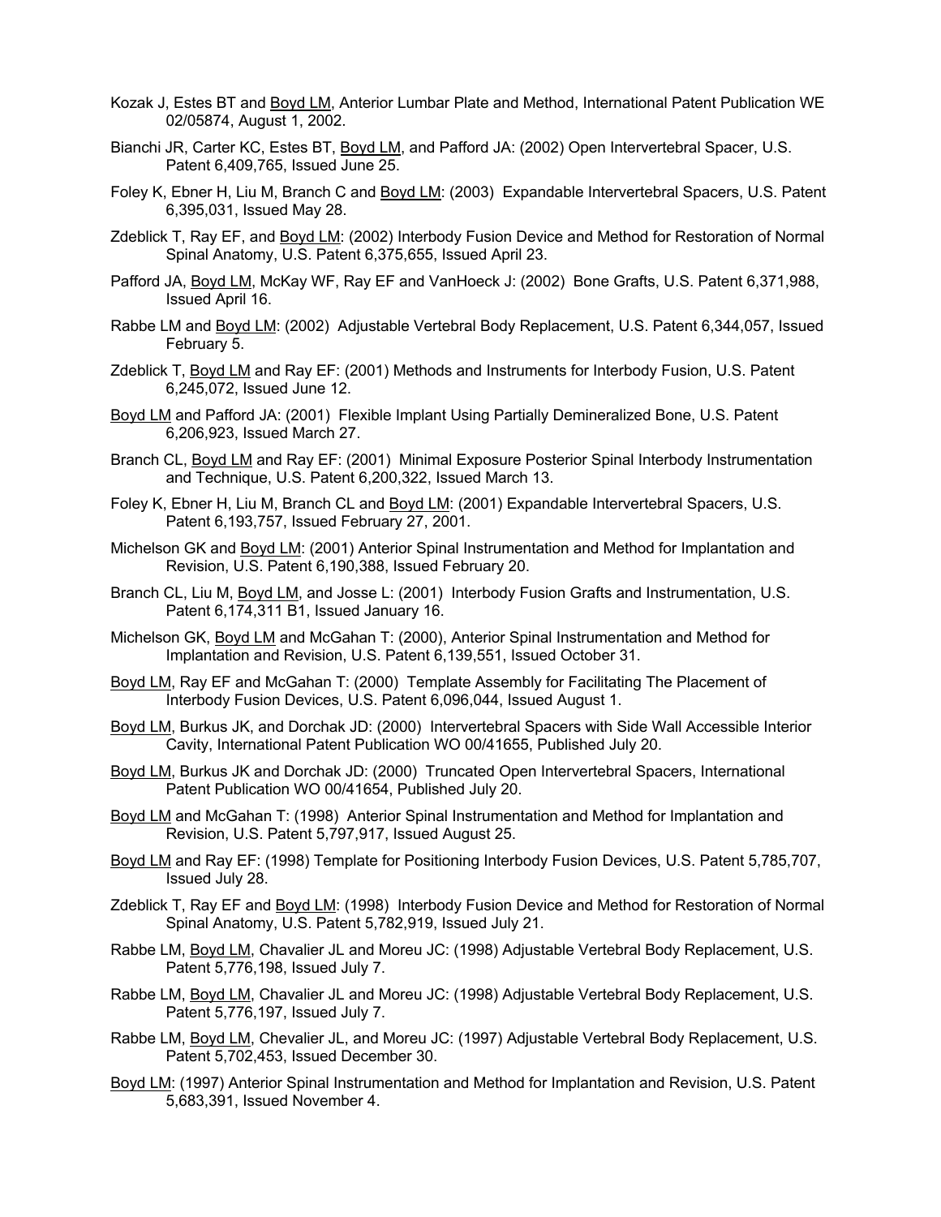Kozak J, Estes BT and Boyd LM, Anterior Lumbar Plate and Method, International Patent Publication WE 02/05874, August 1, 2002.

Bianchi JR, Carter KC, Estes BT, Boyd LM, and Pafford JA: (2002) Open Intervertebral Spacer, U.S. Patent 6,409,765, Issued June 25.

Foley K, Ebner H, Liu M, Branch C and Boyd LM: (2003) Expandable Intervertebral Spacers, U.S. Patent 6,395,031, Issued May 28.

Zdeblick T, Ray EF, and Boyd LM: (2002) Interbody Fusion Device and Method for Restoration of Normal Spinal Anatomy, U.S. Patent 6,375,655, Issued April 23.

Pafford JA, Boyd LM, McKay WF, Ray EF and VanHoeck J: (2002) Bone Grafts, U.S. Patent 6,371,988, Issued April 16.

Rabbe LM and Boyd LM: (2002) Adjustable Vertebral Body Replacement, U.S. Patent 6,344,057, Issued February 5.

Zdeblick T, Boyd LM and Ray EF: (2001) Methods and Instruments for Interbody Fusion, U.S. Patent 6,245,072, Issued June 12.

Boyd LM and Pafford JA: (2001) Flexible Implant Using Partially Demineralized Bone, U.S. Patent 6,206,923, Issued March 27.

Branch CL, Boyd LM and Ray EF: (2001) Minimal Exposure Posterior Spinal Interbody Instrumentation and Technique, U.S. Patent 6,200,322, Issued March 13.

Foley K, Ebner H, Liu M, Branch CL and Boyd LM: (2001) Expandable Intervertebral Spacers, U.S. Patent 6,193,757, Issued February 27, 2001.

Michelson GK and Boyd LM: (2001) Anterior Spinal Instrumentation and Method for Implantation and Revision, U.S. Patent 6,190,388, Issued February 20.

Branch CL, Liu M, Boyd LM, and Josse L: (2001) Interbody Fusion Grafts and Instrumentation, U.S. Patent 6,174,311 B1, Issued January 16.

Michelson GK, Boyd LM and McGahan T: (2000), Anterior Spinal Instrumentation and Method for Implantation and Revision, U.S. Patent 6,139,551, Issued October 31.

Boyd LM, Ray EF and McGahan T: (2000) Template Assembly for Facilitating The Placement of Interbody Fusion Devices, U.S. Patent 6,096,044, Issued August 1.

Boyd LM, Burkus JK, and Dorchak JD: (2000) Intervertebral Spacers with Side Wall Accessible Interior Cavity, International Patent Publication WO 00/41655, Published July 20.

Boyd LM, Burkus JK and Dorchak JD: (2000) Truncated Open Intervertebral Spacers, International Patent Publication WO 00/41654, Published July 20.

Boyd LM and McGahan T: (1998) Anterior Spinal Instrumentation and Method for Implantation and Revision, U.S. Patent 5,797,917, Issued August 25.

Boyd LM and Ray EF: (1998) Template for Positioning Interbody Fusion Devices, U.S. Patent 5,785,707, Issued July 28.

Zdeblick T, Ray EF and Boyd LM: (1998) Interbody Fusion Device and Method for Restoration of Normal Spinal Anatomy, U.S. Patent 5,782,919, Issued July 21.

Rabbe LM, Boyd LM, Chavalier JL and Moreu JC: (1998) Adjustable Vertebral Body Replacement, U.S. Patent 5,776,198, Issued July 7.

Rabbe LM, Boyd LM, Chavalier JL and Moreu JC: (1998) Adjustable Vertebral Body Replacement, U.S. Patent 5,776,197, Issued July 7.

Rabbe LM, Boyd LM, Chevalier JL, and Moreu JC: (1997) Adjustable Vertebral Body Replacement, U.S. Patent 5,702,453, Issued December 30.

Boyd LM: (1997) Anterior Spinal Instrumentation and Method for Implantation and Revision, U.S. Patent 5,683,391, Issued November 4.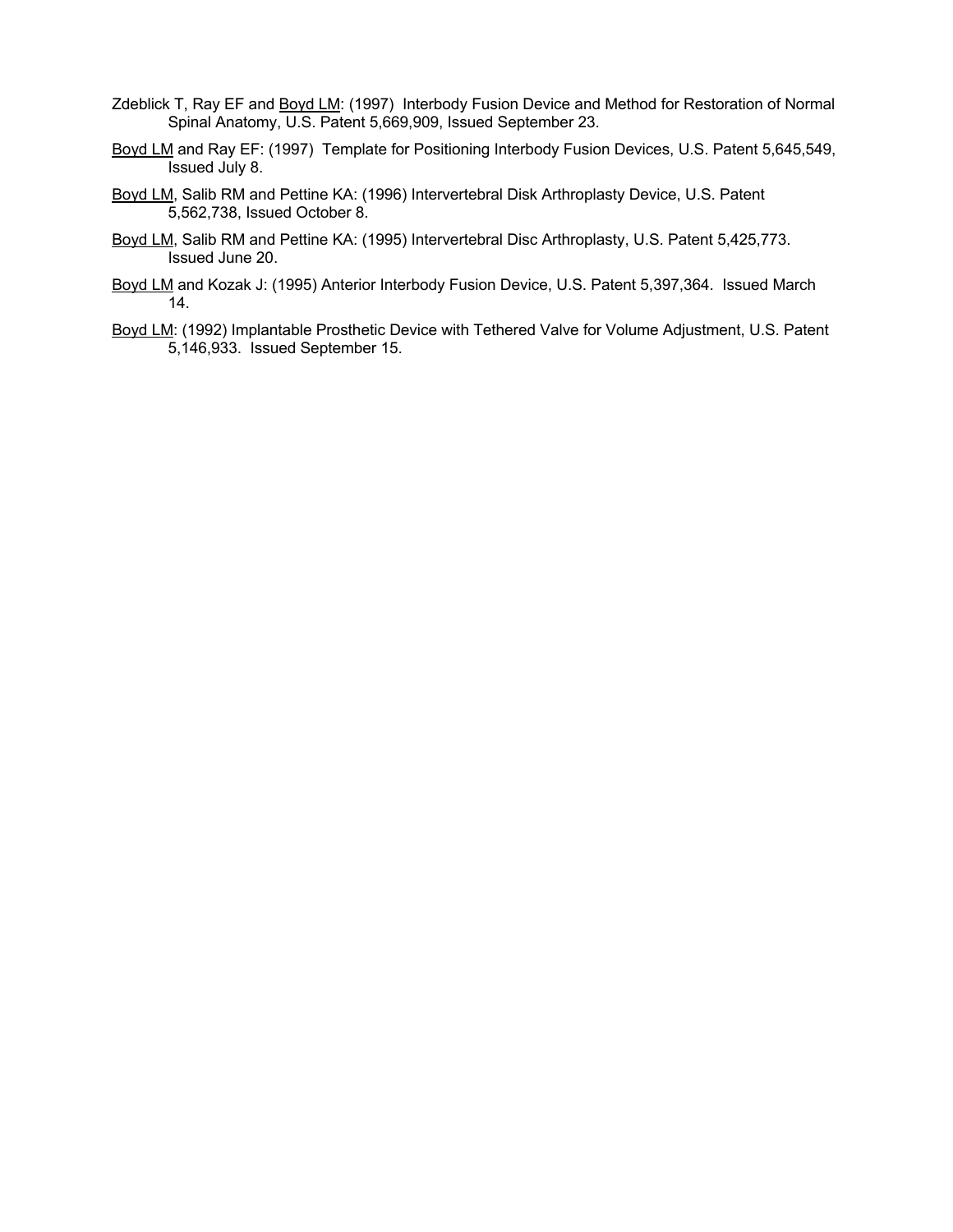Zdeblick T, Ray EF and <u>Boyd LM</u>: (1997) Interbody Fusion Device and Method for Restoration of Normal Spinal Anatomy, U.S. Patent 5,669,909, Issued September 23.

<u>Boyd LM</u> and Ray EF: (1997) Template for Positioning Interbody Fusion Devices, U.S. Patent 5,645,549, Issued July 8.

<u>Boyd LM</u>, Salib RM and Pettine KA: (1996) Intervertebral Disk Arthroplasty Device, U.S. Patent 5,562,738, Issued October 8.

<u>Boyd LM</u>, Salib RM and Pettine KA: (1995) Intervertebral Disc Arthroplasty, U.S. Patent 5,425,773. Issued June 20.

<u>Boyd LM</u> and Kozak J: (1995) Anterior Interbody Fusion Device, U.S. Patent 5,397,364. Issued March 14.

<u>Boyd LM</u>: (1992) Implantable Prosthetic Device with Tethered Valve for Volume Adjustment, U.S. Patent 5,146,933. Issued September 15.